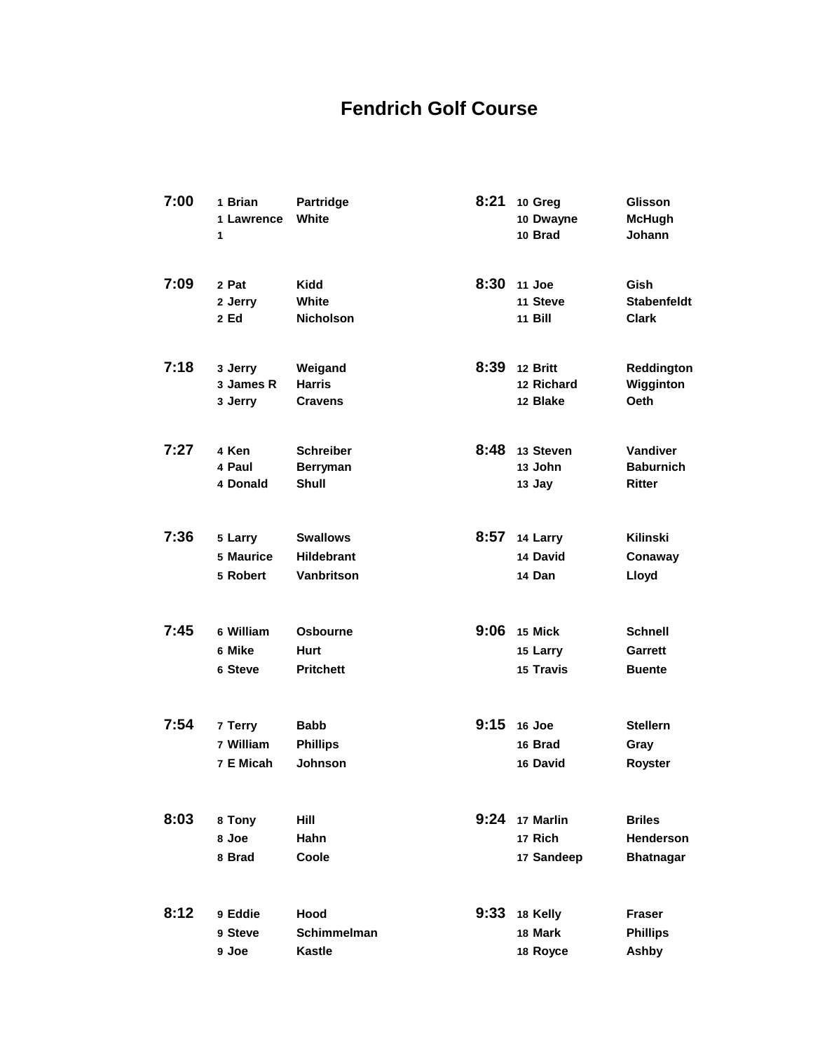# Fendrich Golf Course

| Time | Group | First | Last |
|---|---|---|---|
| 7:00 | 1 | Brian | Partridge |
| | 1 | Lawrence | White |
| | 1 | | |
| 7:09 | 2 | Pat | Kidd |
| | 2 | Jerry | White |
| | 2 | Ed | Nicholson |
| 7:18 | 3 | Jerry | Weigand |
| | 3 | James R | Harris |
| | 3 | Jerry | Cravens |
| 7:27 | 4 | Ken | Schreiber |
| | 4 | Paul | Berryman |
| | 4 | Donald | Shull |
| 7:36 | 5 | Larry | Swallows |
| | 5 | Maurice | Hildebrant |
| | 5 | Robert | Vanbritson |
| 7:45 | 6 | William | Osbourne |
| | 6 | Mike | Hurt |
| | 6 | Steve | Pritchett |
| 7:54 | 7 | Terry | Babb |
| | 7 | William | Phillips |
| | 7 | E Micah | Johnson |
| 8:03 | 8 | Tony | Hill |
| | 8 | Joe | Hahn |
| | 8 | Brad | Coole |
| 8:12 | 9 | Eddie | Hood |
| | 9 | Steve | Schimmelman |
| | 9 | Joe | Kastle |
| 8:21 | 10 | Greg | Glisson |
| | 10 | Dwayne | McHugh |
| | 10 | Brad | Johann |
| 8:30 | 11 | Joe | Gish |
| | 11 | Steve | Stabenfeldt |
| | 11 | Bill | Clark |
| 8:39 | 12 | Britt | Reddington |
| | 12 | Richard | Wigginton |
| | 12 | Blake | Oeth |
| 8:48 | 13 | Steven | Vandiver |
| | 13 | John | Baburnich |
| | 13 | Jay | Ritter |
| 8:57 | 14 | Larry | Kilinski |
| | 14 | David | Conaway |
| | 14 | Dan | Lloyd |
| 9:06 | 15 | Mick | Schnell |
| | 15 | Larry | Garrett |
| | 15 | Travis | Buente |
| 9:15 | 16 | Joe | Stellern |
| | 16 | Brad | Gray |
| | 16 | David | Royster |
| 9:24 | 17 | Marlin | Briles |
| | 17 | Rich | Henderson |
| | 17 | Sandeep | Bhatnagar |
| 9:33 | 18 | Kelly | Fraser |
| | 18 | Mark | Phillips |
| | 18 | Royce | Ashby |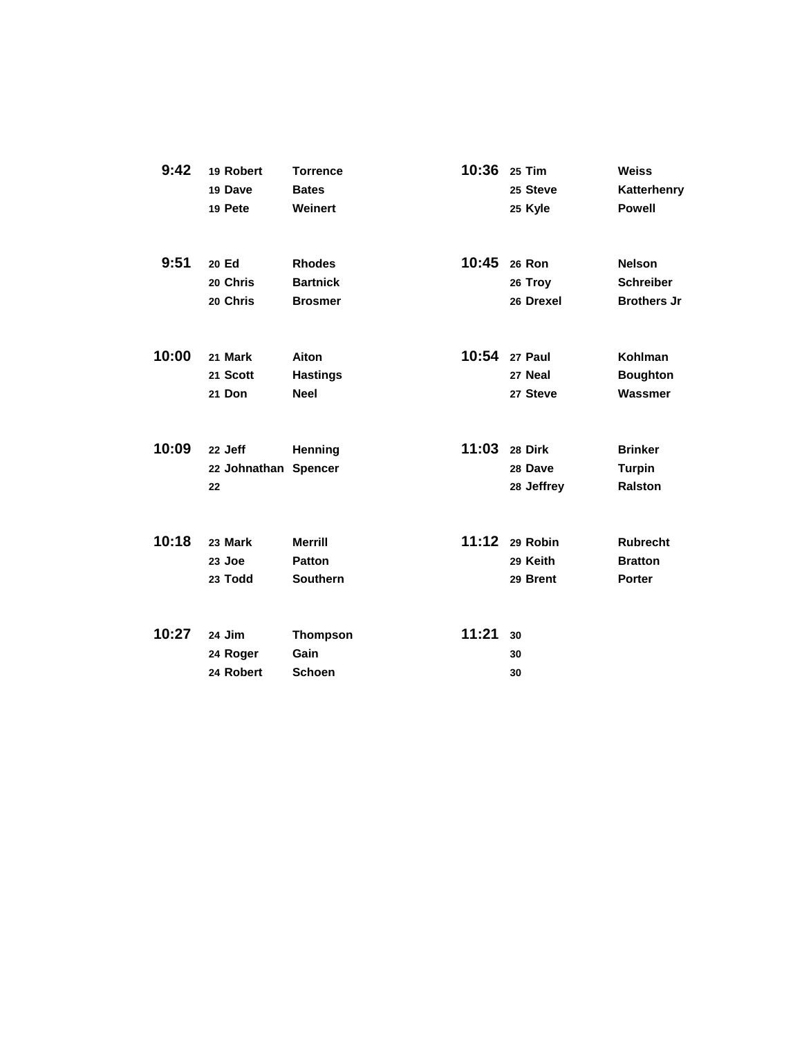| | | | |
|---|---|---|---|
| 9:42 | 19 | Robert | Torrence |
| | 19 | Dave | Bates |
| | 19 | Pete | Weinert |
| 9:51 | 20 | Ed | Rhodes |
| | 20 | Chris | Bartnick |
| | 20 | Chris | Brosmer |
| 10:00 | 21 | Mark | Aiton |
| | 21 | Scott | Hastings |
| | 21 | Don | Neel |
| 10:09 | 22 | Jeff | Henning |
| | 22 | Johnathan | Spencer |
| | 22 | | |
| 10:18 | 23 | Mark | Merrill |
| | 23 | Joe | Patton |
| | 23 | Todd | Southern |
| 10:27 | 24 | Jim | Thompson |
| | 24 | Roger | Gain |
| | 24 | Robert | Schoen |
| 10:36 | 25 | Tim | Weiss |
| | 25 | Steve | Katterhenry |
| | 25 | Kyle | Powell |
| 10:45 | 26 | Ron | Nelson |
| | 26 | Troy | Schreiber |
| | 26 | Drexel | Brothers Jr |
| 10:54 | 27 | Paul | Kohlman |
| | 27 | Neal | Boughton |
| | 27 | Steve | Wassmer |
| 11:03 | 28 | Dirk | Brinker |
| | 28 | Dave | Turpin |
| | 28 | Jeffrey | Ralston |
| 11:12 | 29 | Robin | Rubrecht |
| | 29 | Keith | Bratton |
| | 29 | Brent | Porter |
| 11:21 | 30 | | |
| | 30 | | |
| | 30 | | |